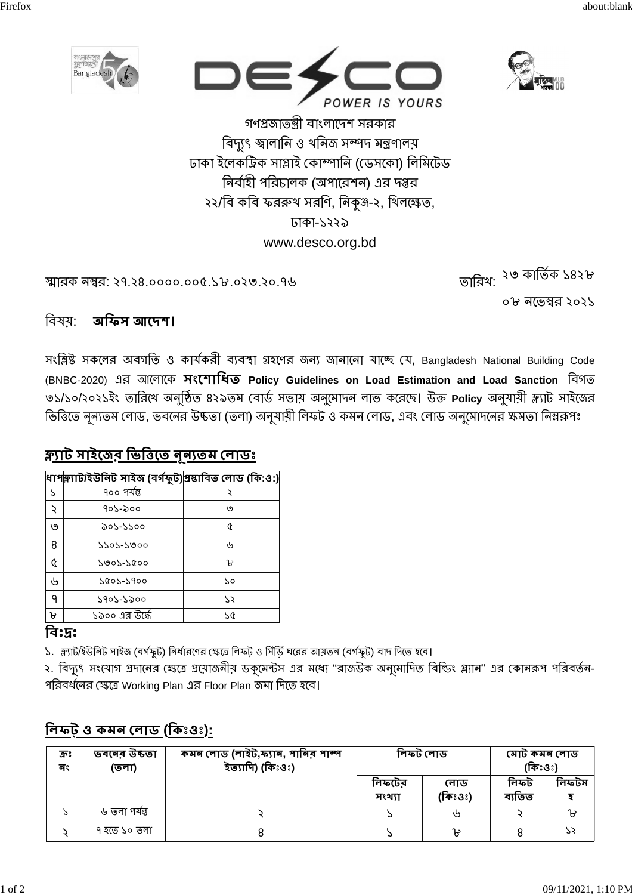DESCO
POWER IS YOURS

গণপ্রজাতন্ত্রী বাংলাদেশ সরকার
বিদ্যুৎ জ্বালানি ও খনিজ সম্পদ মন্ত্রণালয়
ঢাকা ইলেকট্রিক সাপ্লাই কোম্পানি (ডেসকো) লিমিটেড
নির্বাহী পরিচালক (অপারেশন) এর দপ্তর
২২/বি কবি ফররুখ সরণি, নিকুঞ্জ-২, খিলক্ষেত,
ঢাকা-১২২৯
www.desco.org.bd

স্মারক নম্বর: ২৭.২৪.০০০০.০০৫.১৮.০২৩.২০.৭৬

তারিখ: ২৩ কার্তিক ১৪২৮
০৮ নভেম্বর ২০২১

বিষয়: **অফিস আদেশ।**

সংশ্লিষ্ট সকলের অবগতি ও কার্যকরী ব্যবস্থা গ্রহণের জন্য জানানো যাচ্ছে যে, Bangladesh National Building Code (BNBC-2020) এর আলোকে **সংশোধিত Policy Guidelines on Load Estimation and Load Sanction** বিগত ৩১/১০/২০২১ইং তারিখে অনুষ্ঠিত ৪২৯তম বোর্ড সভায় অনুমোদন লাভ করেছে। উক্ত **Policy** অনুযায়ী ফ্ল্যাট সাইজের ভিত্তিতে নূন্যতম লোড, ভবনের উচ্চতা (তলা) অনুযায়ী লিফট ও কমন লোড, এবং লোড অনুমোদনের ক্ষমতা নিম্নরূপঃ

## ফ্ল্যাট সাইজের ভিত্তিতে নূন্যতম লোডঃ

| ধাপ | ফ্ল্যাট/ইউনিট সাইজ (বর্গফুট) | প্রস্তাবিত লোড (কি:ও:) |
|---|---|---|
| ১ | ৭০০ পর্যন্ত | ২ |
| ২ | ৭০১-৯০০ | ৩ |
| ৩ | ৯০১-১১০০ | ৫ |
| ৪ | ১১০১-১৩০০ | ৬ |
| ৫ | ১৩০১-১৫০০ | ৮ |
| ৬ | ১৫০১-১৭০০ | ১০ |
| ৭ | ১৭০১-১৯০০ | ১২ |
| ৮ | ১৯০০ এর উর্ধ্বে | ১৫ |

**বিঃদ্রঃ**

১. ফ্ল্যাট/ইউনিট সাইজ (বর্গফুট) নির্ধারণের ক্ষেত্রে লিফট ও সিঁড়ি ঘরের আয়তন (বর্গফুট) বাদ দিতে হবে।

২. বিদ্যুৎ সংযোগ প্রদানের ক্ষেত্রে প্রয়োজনীয় ডকুমেন্টস এর মধ্যে "রাজউক অনুমোদিত বিল্ডিং প্ল্যান" এর কোনরূপ পরিবর্তন-পরিবর্ধনের ক্ষেত্রে Working Plan এর Floor Plan জমা দিতে হবে।

## লিফট ও কমন লোড (কিঃওঃ):

| ক্রঃ নং | ভবনের উচ্চতা (তলা) | কমন লোড (লাইট,ফ্যান, পানির পাম্প ইত্যাদি) (কিঃওঃ) | লিফট লোড | | মোট কমন লোড (কিঃওঃ) | |
|---|---|---|---|---|---|---|
| | | | লিফটের সংখ্যা | লোড (কিঃওঃ) | লিফট ব্যতিত | লিফটসহ |
| ১ | ৬ তলা পর্যন্ত | ২ | ১ | ৬ | ২ | ৮ |
| ২ | ৭ হতে ১০ তলা | ৪ | ১ | ৮ | ৪ | ১২ |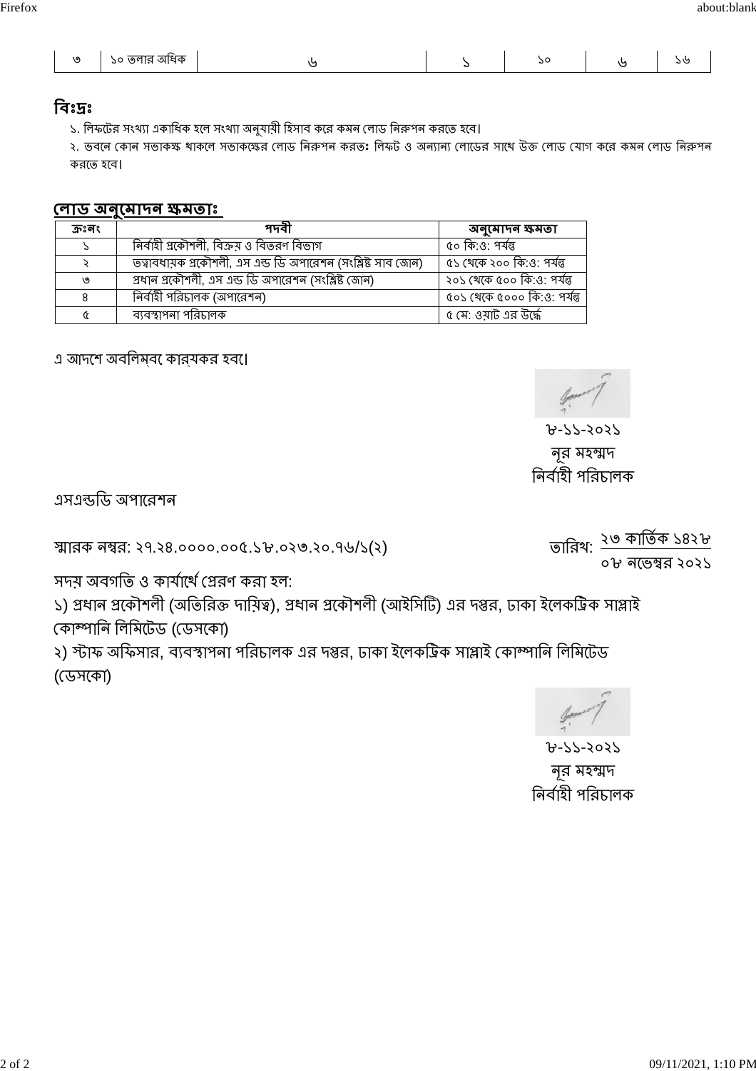| | | | | | | |
|---|---|---|---|---|---|---|
| ৩ | ১০ তলার অধিক | ৬ | ১ | ১০ | ৬ | ১৬ |

**বিঃদ্রঃ**

১. লিফটের সংখ্যা একাধিক হলে সংখ্যা অনুযায়ী হিসাব করে কমন লোড নিরুপন করতে হবে।

২. ভবনে কোন সভাকক্ষ থাকলে সভাকক্ষের লোড নিরুপন করতঃ লিফট ও অন্যান্য লোডের সাথে উক্ত লোড যোগ করে কমন লোড নিরুপন করতে হবে।

## লোড অনুমোদন ক্ষমতাঃ

| ক্রঃনং | পদবী | অনুমোদন ক্ষমতা |
|---|---|---|
| ১ | নির্বাহী প্রকৌশলী, বিক্রয় ও বিতরণ বিভাগ | ৫০ কি:ও: পর্যন্ত |
| ২ | তত্বাবধায়ক প্রকৌশলী, এস এন্ড ডি অপারেশন (সংশ্লিষ্ট সাব জোন) | ৫১ থেকে ২০০ কি:ও: পর্যন্ত |
| ৩ | প্রধান প্রকৌশলী, এস এন্ড ডি অপারেশন (সংশ্লিষ্ট জোন) | ২০১ থেকে ৫০০ কি:ও: পর্যন্ত |
| ৪ | নির্বাহী পরিচালক (অপারেশন) | ৫০১ থেকে ৫০০০ কি:ও: পর্যন্ত |
| ৫ | ব্যবস্থাপনা পরিচালক | ৫ মে: ওয়াট এর উর্দ্ধে |

এ আদশে অবলিম্বে কার্যকর হবে।

৮-১১-২০২১
নূর মহম্মদ
নির্বাহী পরিচালক

এসএন্ডডি অপারেশন

স্মারক নম্বর: ২৭.২৪.০০০০.০০৫.১৮.০২৩.২০.৭৬/১(২)

তারিখ: ২৩ কার্তিক ১৪২৮
০৮ নভেম্বর ২০২১

সদয় অবগতি ও কার্যার্থে প্রেরণ করা হল:

১) প্রধান প্রকৌশলী (অতিরিক্ত দায়িত্ব), প্রধান প্রকৌশলী (আইসিটি) এর দপ্তর, ঢাকা ইলেকট্রিক সাপ্লাই কোম্পানি লিমিটেড (ডেসকো)

২) স্টাফ অফিসার, ব্যবস্থাপনা পরিচালক এর দপ্তর, ঢাকা ইলেকট্রিক সাপ্লাই কোম্পানি লিমিটেড (ডেসকো)

৮-১১-২০২১
নূর মহম্মদ
নির্বাহী পরিচালক